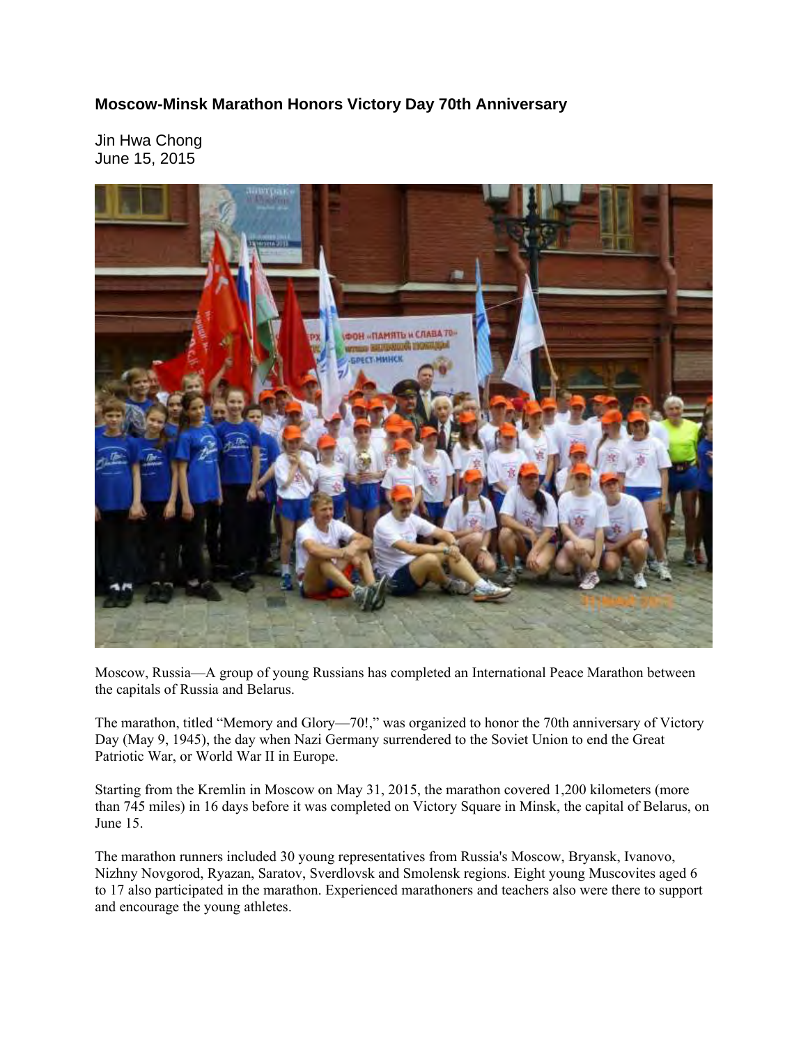# Moscow-Minsk Marathon Honors Victory Day 70th Anniversary

Jin Hwa Chong
June 15, 2015

Moscow, Russia—A group of young Russians has completed an International Peace Marathon between the capitals of Russia and Belarus.

The marathon, titled "Memory and Glory—70!," was organized to honor the 70th anniversary of Victory Day (May 9, 1945), the day when Nazi Germany surrendered to the Soviet Union to end the Great Patriotic War, or World War II in Europe.

Starting from the Kremlin in Moscow on May 31, 2015, the marathon covered 1,200 kilometers (more than 745 miles) in 16 days before it was completed on Victory Square in Minsk, the capital of Belarus, on June 15.

The marathon runners included 30 young representatives from Russia's Moscow, Bryansk, Ivanovo, Nizhny Novgorod, Ryazan, Saratov, Sverdlovsk and Smolensk regions. Eight young Muscovites aged 6 to 17 also participated in the marathon. Experienced marathoners and teachers also were there to support and encourage the young athletes.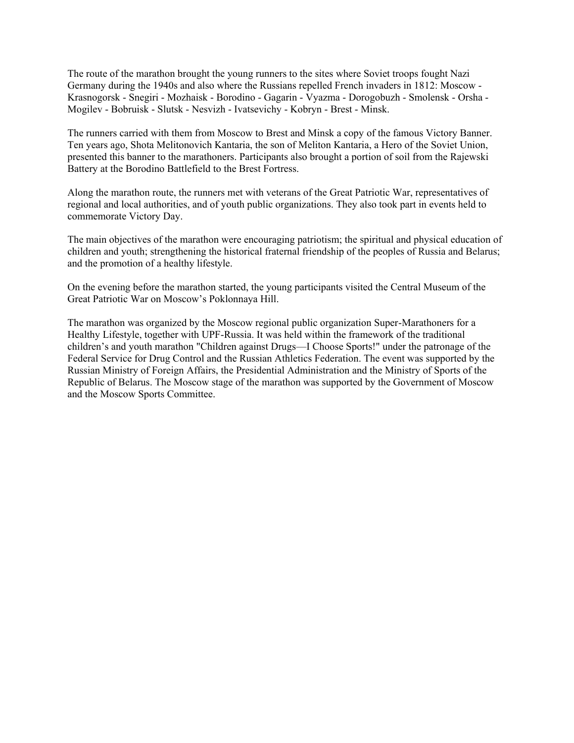The route of the marathon brought the young runners to the sites where Soviet troops fought Nazi Germany during the 1940s and also where the Russians repelled French invaders in 1812: Moscow - Krasnogorsk - Snegiri - Mozhaisk - Borodino - Gagarin - Vyazma - Dorogobuzh - Smolensk - Orsha - Mogilev - Bobruisk - Slutsk - Nesvizh - Ivatsevichy - Kobryn - Brest - Minsk.

The runners carried with them from Moscow to Brest and Minsk a copy of the famous Victory Banner. Ten years ago, Shota Melitonovich Kantaria, the son of Meliton Kantaria, a Hero of the Soviet Union, presented this banner to the marathoners. Participants also brought a portion of soil from the Rajewski Battery at the Borodino Battlefield to the Brest Fortress.

Along the marathon route, the runners met with veterans of the Great Patriotic War, representatives of regional and local authorities, and of youth public organizations. They also took part in events held to commemorate Victory Day.

The main objectives of the marathon were encouraging patriotism; the spiritual and physical education of children and youth; strengthening the historical fraternal friendship of the peoples of Russia and Belarus; and the promotion of a healthy lifestyle.

On the evening before the marathon started, the young participants visited the Central Museum of the Great Patriotic War on Moscow's Poklonnaya Hill.

The marathon was organized by the Moscow regional public organization Super-Marathoners for a Healthy Lifestyle, together with UPF-Russia. It was held within the framework of the traditional children's and youth marathon "Children against Drugs—I Choose Sports!" under the patronage of the Federal Service for Drug Control and the Russian Athletics Federation. The event was supported by the Russian Ministry of Foreign Affairs, the Presidential Administration and the Ministry of Sports of the Republic of Belarus. The Moscow stage of the marathon was supported by the Government of Moscow and the Moscow Sports Committee.